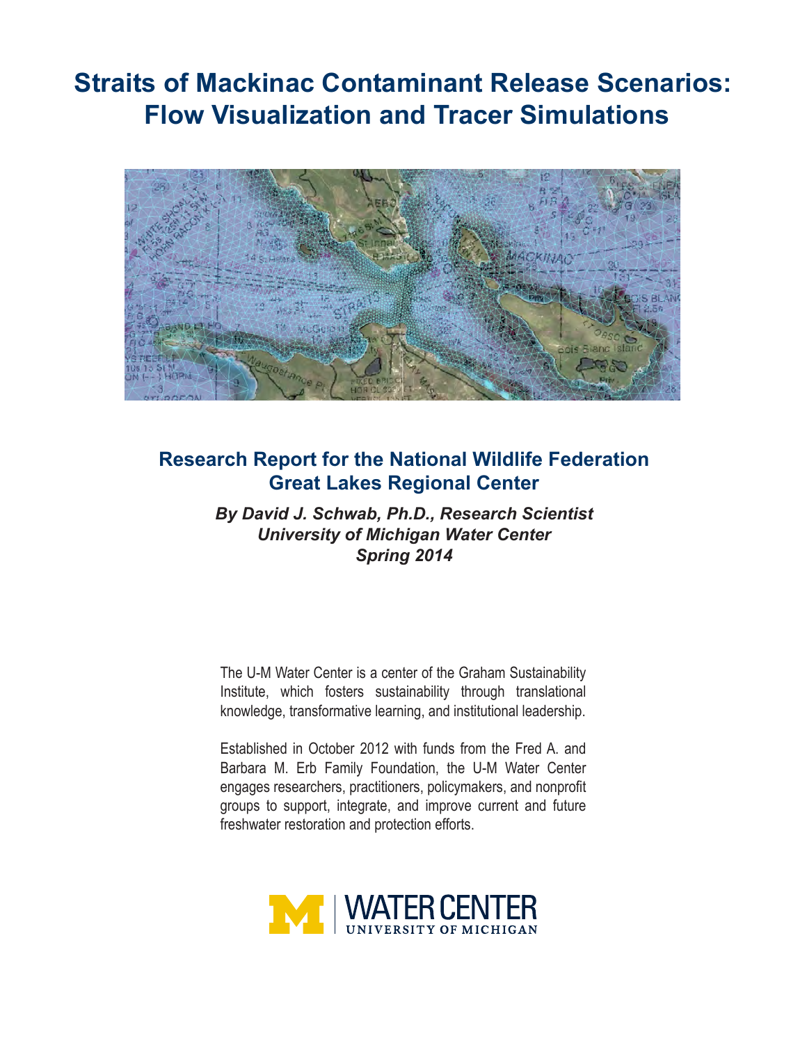# Straits of Mackinac Contaminant Release Scenarios: Flow Visualization and Tracer Simulations

## Research Report for the National Wildlife Federation Great Lakes Regional Center

***By David J. Schwab, Ph.D., Research Scientist***
***University of Michigan Water Center***
***Spring 2014***

The U-M Water Center is a center of the Graham Sustainability Institute, which fosters sustainability through translational knowledge, transformative learning, and institutional leadership.

Established in October 2012 with funds from the Fred A. and Barbara M. Erb Family Foundation, the U-M Water Center engages researchers, practitioners, policymakers, and nonprofit groups to support, integrate, and improve current and future freshwater restoration and protection efforts.

WATER CENTER
UNIVERSITY OF MICHIGAN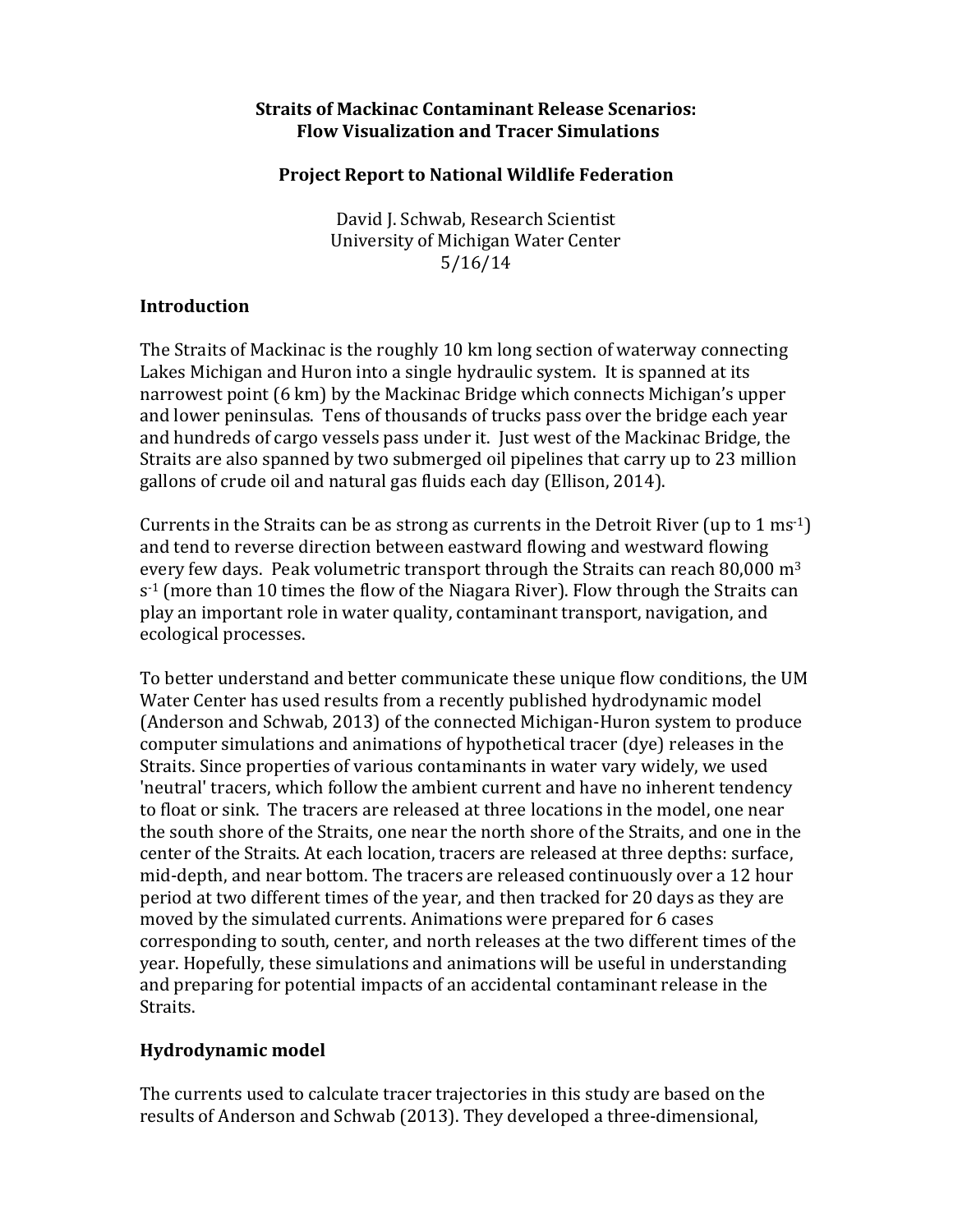**Straits of Mackinac Contaminant Release Scenarios: Flow Visualization and Tracer Simulations**

**Project Report to National Wildlife Federation**

David J. Schwab, Research Scientist
University of Michigan Water Center
5/16/14

## Introduction

The Straits of Mackinac is the roughly 10 km long section of waterway connecting Lakes Michigan and Huron into a single hydraulic system. It is spanned at its narrowest point (6 km) by the Mackinac Bridge which connects Michigan's upper and lower peninsulas. Tens of thousands of trucks pass over the bridge each year and hundreds of cargo vessels pass under it. Just west of the Mackinac Bridge, the Straits are also spanned by two submerged oil pipelines that carry up to 23 million gallons of crude oil and natural gas fluids each day (Ellison, 2014).

Currents in the Straits can be as strong as currents in the Detroit River (up to 1 $ms^{-1}$) and tend to reverse direction between eastward flowing and westward flowing every few days. Peak volumetric transport through the Straits can reach 80,000 $m^3 s^{-1}$ (more than 10 times the flow of the Niagara River). Flow through the Straits can play an important role in water quality, contaminant transport, navigation, and ecological processes.

To better understand and better communicate these unique flow conditions, the UM Water Center has used results from a recently published hydrodynamic model (Anderson and Schwab, 2013) of the connected Michigan-Huron system to produce computer simulations and animations of hypothetical tracer (dye) releases in the Straits. Since properties of various contaminants in water vary widely, we used 'neutral' tracers, which follow the ambient current and have no inherent tendency to float or sink. The tracers are released at three locations in the model, one near the south shore of the Straits, one near the north shore of the Straits, and one in the center of the Straits. At each location, tracers are released at three depths: surface, mid-depth, and near bottom. The tracers are released continuously over a 12 hour period at two different times of the year, and then tracked for 20 days as they are moved by the simulated currents. Animations were prepared for 6 cases corresponding to south, center, and north releases at the two different times of the year. Hopefully, these simulations and animations will be useful in understanding and preparing for potential impacts of an accidental contaminant release in the Straits.

## Hydrodynamic model

The currents used to calculate tracer trajectories in this study are based on the results of Anderson and Schwab (2013). They developed a three-dimensional,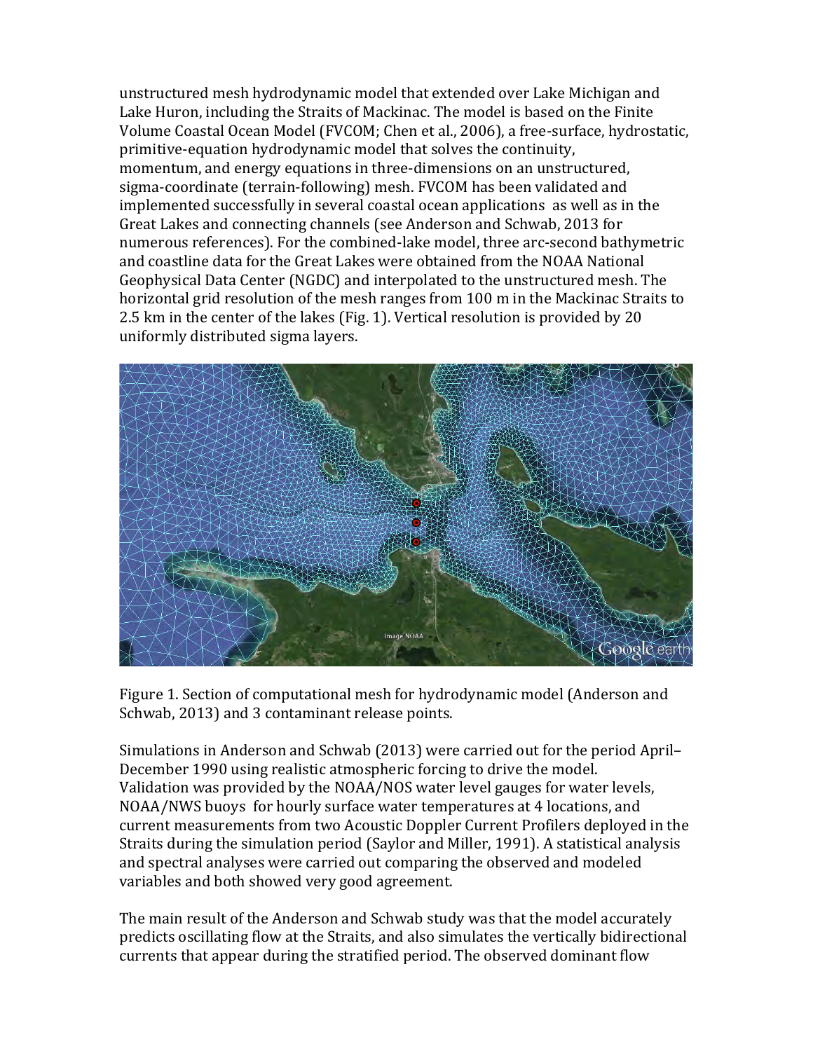unstructured mesh hydrodynamic model that extended over Lake Michigan and Lake Huron, including the Straits of Mackinac. The model is based on the Finite Volume Coastal Ocean Model (FVCOM; Chen et al., 2006), a free-surface, hydrostatic, primitive-equation hydrodynamic model that solves the continuity, momentum, and energy equations in three-dimensions on an unstructured, sigma-coordinate (terrain-following) mesh. FVCOM has been validated and implemented successfully in several coastal ocean applications as well as in the Great Lakes and connecting channels (see Anderson and Schwab, 2013 for numerous references). For the combined-lake model, three arc-second bathymetric and coastline data for the Great Lakes were obtained from the NOAA National Geophysical Data Center (NGDC) and interpolated to the unstructured mesh. The horizontal grid resolution of the mesh ranges from 100 m in the Mackinac Straits to 2.5 km in the center of the lakes (Fig. 1). Vertical resolution is provided by 20 uniformly distributed sigma layers.

Figure 1. Section of computational mesh for hydrodynamic model (Anderson and Schwab, 2013) and 3 contaminant release points.

Simulations in Anderson and Schwab (2013) were carried out for the period April–December 1990 using realistic atmospheric forcing to drive the model. Validation was provided by the NOAA/NOS water level gauges for water levels, NOAA/NWS buoys for hourly surface water temperatures at 4 locations, and current measurements from two Acoustic Doppler Current Profilers deployed in the Straits during the simulation period (Saylor and Miller, 1991). A statistical analysis and spectral analyses were carried out comparing the observed and modeled variables and both showed very good agreement.

The main result of the Anderson and Schwab study was that the model accurately predicts oscillating flow at the Straits, and also simulates the vertically bidirectional currents that appear during the stratified period. The observed dominant flow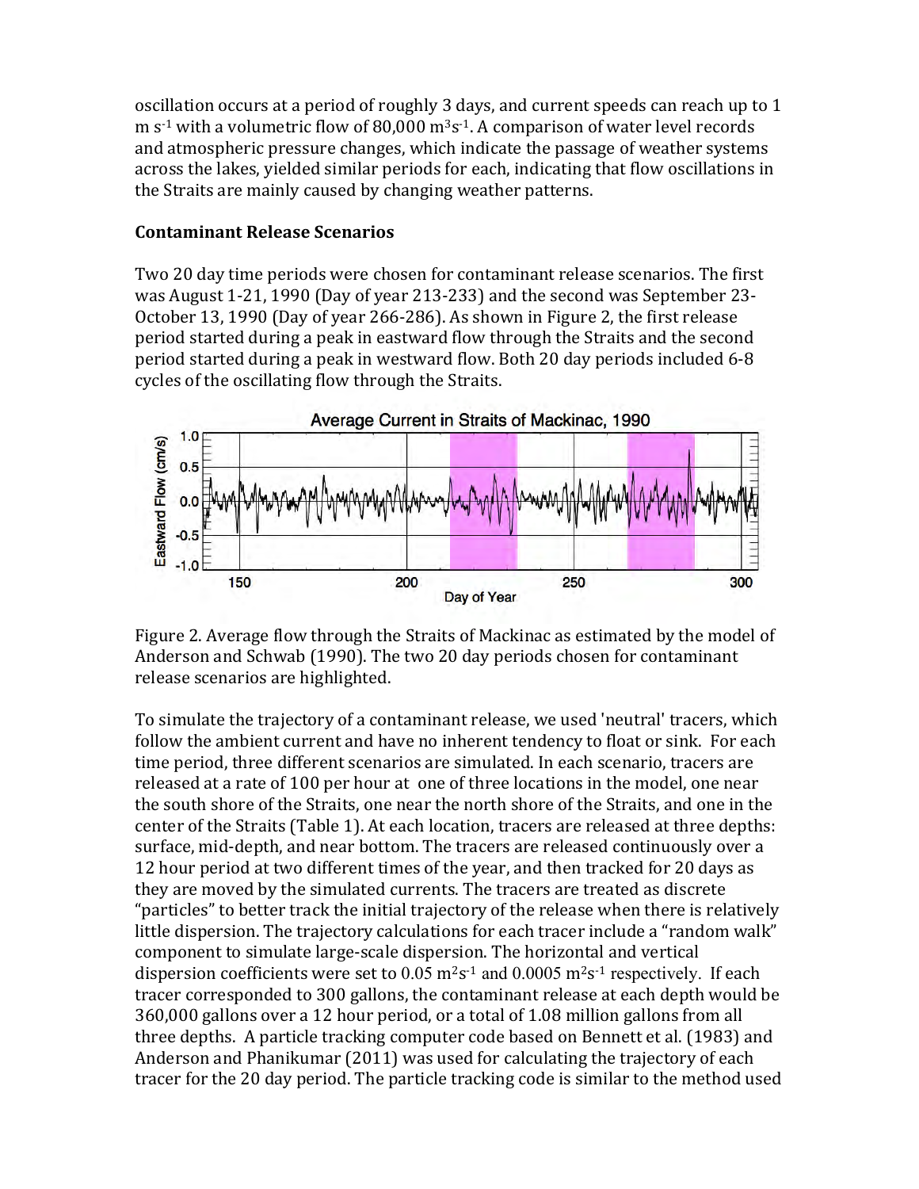oscillation occurs at a period of roughly 3 days, and current speeds can reach up to 1 m s$^{-1}$ with a volumetric flow of 80,000 m$^3$s$^{-1}$. A comparison of water level records and atmospheric pressure changes, which indicate the passage of weather systems across the lakes, yielded similar periods for each, indicating that flow oscillations in the Straits are mainly caused by changing weather patterns.

**Contaminant Release Scenarios**

Two 20 day time periods were chosen for contaminant release scenarios. The first was August 1-21, 1990 (Day of year 213-233) and the second was September 23-October 13, 1990 (Day of year 266-286). As shown in Figure 2, the first release period started during a peak in eastward flow through the Straits and the second period started during a peak in westward flow. Both 20 day periods included 6-8 cycles of the oscillating flow through the Straits.

Figure 2. Average flow through the Straits of Mackinac as estimated by the model of Anderson and Schwab (1990). The two 20 day periods chosen for contaminant release scenarios are highlighted.

To simulate the trajectory of a contaminant release, we used 'neutral' tracers, which follow the ambient current and have no inherent tendency to float or sink. For each time period, three different scenarios are simulated. In each scenario, tracers are released at a rate of 100 per hour at one of three locations in the model, one near the south shore of the Straits, one near the north shore of the Straits, and one in the center of the Straits (Table 1). At each location, tracers are released at three depths: surface, mid-depth, and near bottom. The tracers are released continuously over a 12 hour period at two different times of the year, and then tracked for 20 days as they are moved by the simulated currents. The tracers are treated as discrete "particles" to better track the initial trajectory of the release when there is relatively little dispersion. The trajectory calculations for each tracer include a "random walk" component to simulate large-scale dispersion. The horizontal and vertical dispersion coefficients were set to 0.05 m$^2$s$^{-1}$ and 0.0005 m$^2$s$^{-1}$ respectively. If each tracer corresponded to 300 gallons, the contaminant release at each depth would be 360,000 gallons over a 12 hour period, or a total of 1.08 million gallons from all three depths. A particle tracking computer code based on Bennett et al. (1983) and Anderson and Phanikumar (2011) was used for calculating the trajectory of each tracer for the 20 day period. The particle tracking code is similar to the method used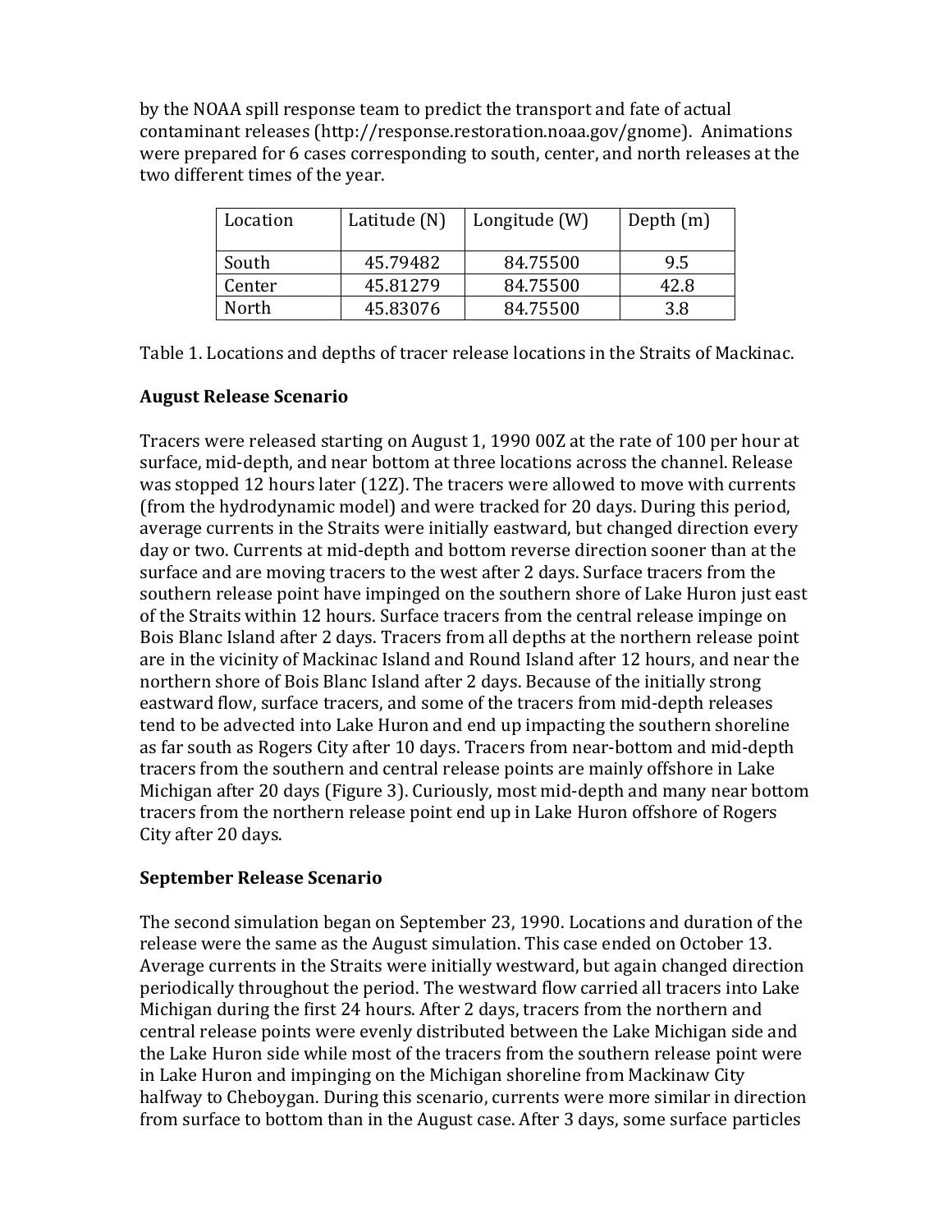by the NOAA spill response team to predict the transport and fate of actual contaminant releases (http://response.restoration.noaa.gov/gnome). Animations were prepared for 6 cases corresponding to south, center, and north releases at the two different times of the year.

| Location | Latitude (N) | Longitude (W) | Depth (m) |
|---|---|---|---|
| South | 45.79482 | 84.75500 | 9.5 |
| Center | 45.81279 | 84.75500 | 42.8 |
| North | 45.83076 | 84.75500 | 3.8 |

Table 1. Locations and depths of tracer release locations in the Straits of Mackinac.

**August Release Scenario**

Tracers were released starting on August 1, 1990 00Z at the rate of 100 per hour at surface, mid-depth, and near bottom at three locations across the channel. Release was stopped 12 hours later (12Z). The tracers were allowed to move with currents (from the hydrodynamic model) and were tracked for 20 days. During this period, average currents in the Straits were initially eastward, but changed direction every day or two. Currents at mid-depth and bottom reverse direction sooner than at the surface and are moving tracers to the west after 2 days. Surface tracers from the southern release point have impinged on the southern shore of Lake Huron just east of the Straits within 12 hours. Surface tracers from the central release impinge on Bois Blanc Island after 2 days. Tracers from all depths at the northern release point are in the vicinity of Mackinac Island and Round Island after 12 hours, and near the northern shore of Bois Blanc Island after 2 days. Because of the initially strong eastward flow, surface tracers, and some of the tracers from mid-depth releases tend to be advected into Lake Huron and end up impacting the southern shoreline as far south as Rogers City after 10 days. Tracers from near-bottom and mid-depth tracers from the southern and central release points are mainly offshore in Lake Michigan after 20 days (Figure 3). Curiously, most mid-depth and many near bottom tracers from the northern release point end up in Lake Huron offshore of Rogers City after 20 days.

**September Release Scenario**

The second simulation began on September 23, 1990. Locations and duration of the release were the same as the August simulation. This case ended on October 13. Average currents in the Straits were initially westward, but again changed direction periodically throughout the period. The westward flow carried all tracers into Lake Michigan during the first 24 hours. After 2 days, tracers from the northern and central release points were evenly distributed between the Lake Michigan side and the Lake Huron side while most of the tracers from the southern release point were in Lake Huron and impinging on the Michigan shoreline from Mackinaw City halfway to Cheboygan. During this scenario, currents were more similar in direction from surface to bottom than in the August case. After 3 days, some surface particles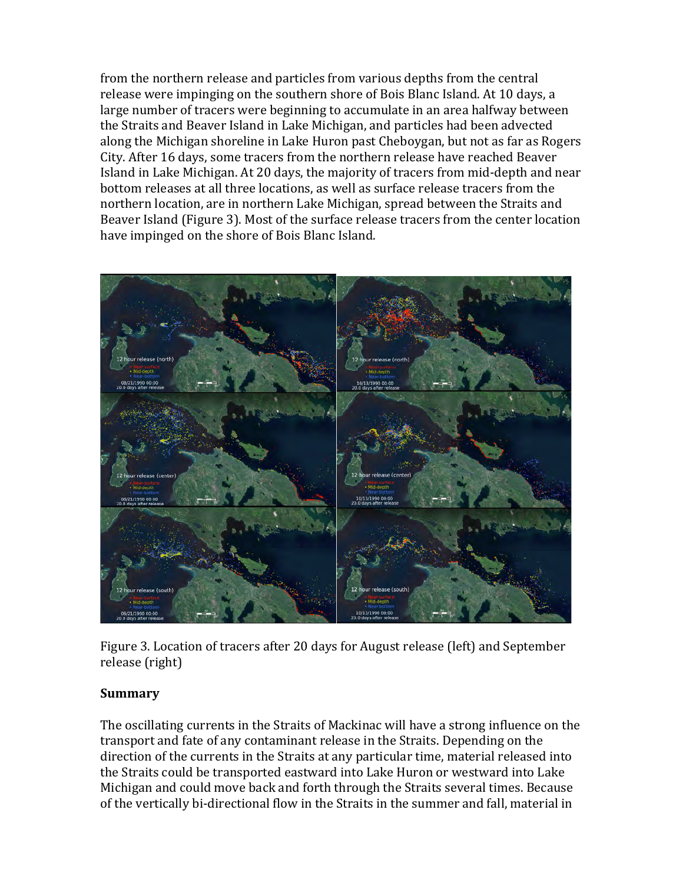from the northern release and particles from various depths from the central release were impinging on the southern shore of Bois Blanc Island. At 10 days, a large number of tracers were beginning to accumulate in an area halfway between the Straits and Beaver Island in Lake Michigan, and particles had been advected along the Michigan shoreline in Lake Huron past Cheboygan, but not as far as Rogers City. After 16 days, some tracers from the northern release have reached Beaver Island in Lake Michigan. At 20 days, the majority of tracers from mid-depth and near bottom releases at all three locations, as well as surface release tracers from the northern location, are in northern Lake Michigan, spread between the Straits and Beaver Island (Figure 3). Most of the surface release tracers from the center location have impinged on the shore of Bois Blanc Island.

Figure 3. Location of tracers after 20 days for August release (left) and September release (right)

## Summary

The oscillating currents in the Straits of Mackinac will have a strong influence on the transport and fate of any contaminant release in the Straits. Depending on the direction of the currents in the Straits at any particular time, material released into the Straits could be transported eastward into Lake Huron or westward into Lake Michigan and could move back and forth through the Straits several times. Because of the vertically bi-directional flow in the Straits in the summer and fall, material in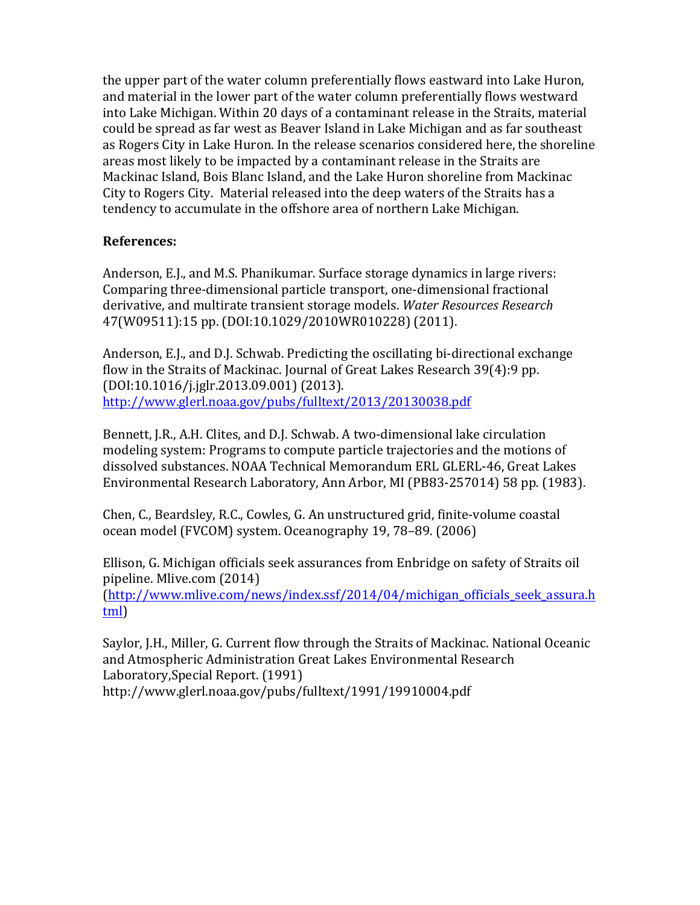the upper part of the water column preferentially flows eastward into Lake Huron, and material in the lower part of the water column preferentially flows westward into Lake Michigan. Within 20 days of a contaminant release in the Straits, material could be spread as far west as Beaver Island in Lake Michigan and as far southeast as Rogers City in Lake Huron. In the release scenarios considered here, the shoreline areas most likely to be impacted by a contaminant release in the Straits are Mackinac Island, Bois Blanc Island, and the Lake Huron shoreline from Mackinac City to Rogers City. Material released into the deep waters of the Straits has a tendency to accumulate in the offshore area of northern Lake Michigan.

**References:**

Anderson, E.J., and M.S. Phanikumar. Surface storage dynamics in large rivers: Comparing three-dimensional particle transport, one-dimensional fractional derivative, and multirate transient storage models. *Water Resources Research* 47(W09511):15 pp. (DOI:10.1029/2010WR010228) (2011).

Anderson, E.J., and D.J. Schwab. Predicting the oscillating bi-directional exchange flow in the Straits of Mackinac. Journal of Great Lakes Research 39(4):9 pp. (DOI:10.1016/j.jglr.2013.09.001) (2013). http://www.glerl.noaa.gov/pubs/fulltext/2013/20130038.pdf

Bennett, J.R., A.H. Clites, and D.J. Schwab. A two-dimensional lake circulation modeling system: Programs to compute particle trajectories and the motions of dissolved substances. NOAA Technical Memorandum ERL GLERL-46, Great Lakes Environmental Research Laboratory, Ann Arbor, MI (PB83-257014) 58 pp. (1983).

Chen, C., Beardsley, R.C., Cowles, G. An unstructured grid, finite-volume coastal ocean model (FVCOM) system. Oceanography 19, 78–89. (2006)

Ellison, G. Michigan officials seek assurances from Enbridge on safety of Straits oil pipeline. Mlive.com (2014) (http://www.mlive.com/news/index.ssf/2014/04/michigan_officials_seek_assura.html)

Saylor, J.H., Miller, G. Current flow through the Straits of Mackinac. National Oceanic and Atmospheric Administration Great Lakes Environmental Research Laboratory,Special Report. (1991) http://www.glerl.noaa.gov/pubs/fulltext/1991/19910004.pdf